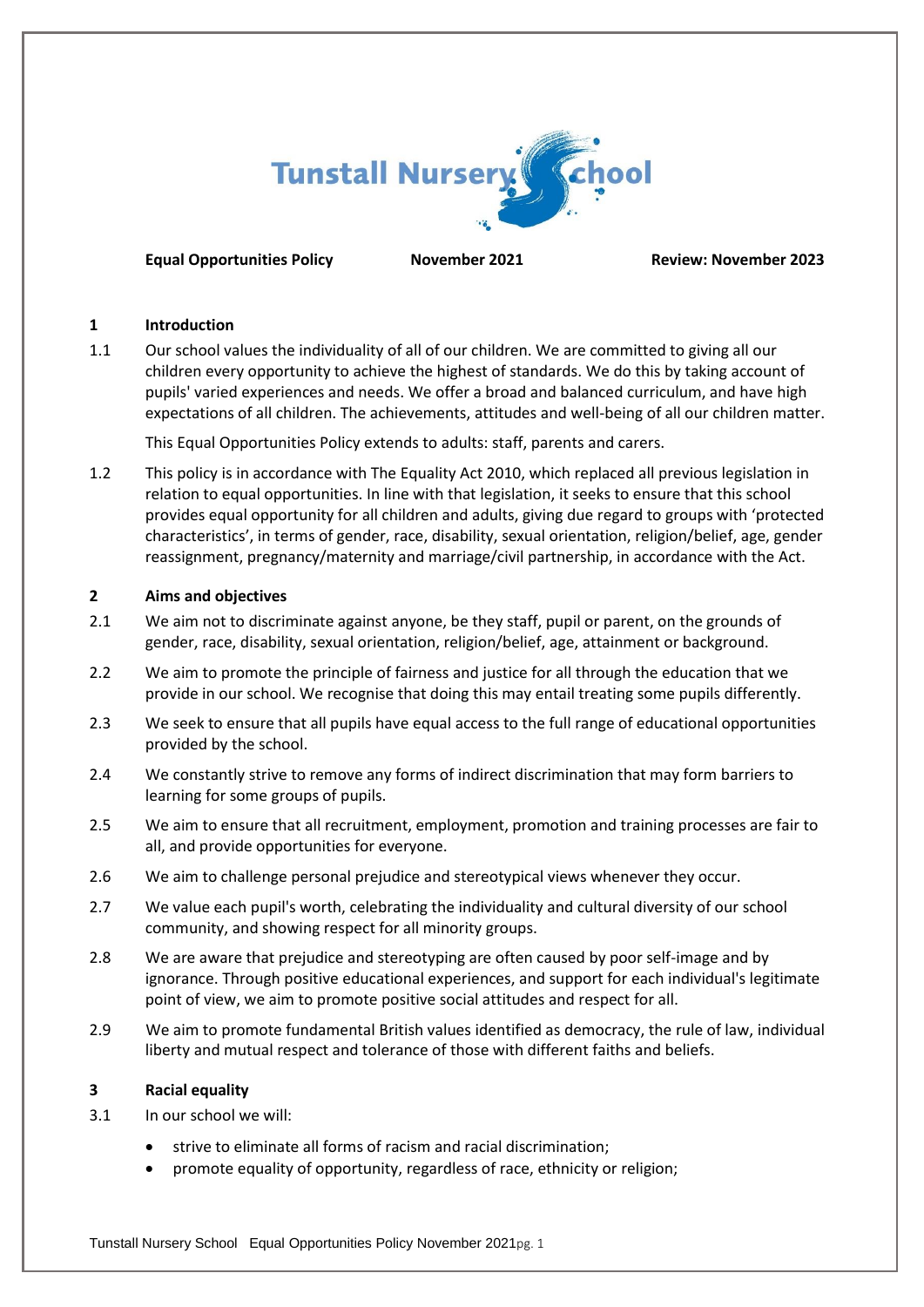# Tunstall Nursery School

**Equal Opportunities Policy** **November 2021** **Review: November 2023**

## 1 Introduction

1.1 Our school values the individuality of all of our children. We are committed to giving all our children every opportunity to achieve the highest of standards. We do this by taking account of pupils' varied experiences and needs. We offer a broad and balanced curriculum, and have high expectations of all children. The achievements, attitudes and well-being of all our children matter.

This Equal Opportunities Policy extends to adults: staff, parents and carers.

1.2 This policy is in accordance with The Equality Act 2010, which replaced all previous legislation in relation to equal opportunities. In line with that legislation, it seeks to ensure that this school provides equal opportunity for all children and adults, giving due regard to groups with 'protected characteristics', in terms of gender, race, disability, sexual orientation, religion/belief, age, gender reassignment, pregnancy/maternity and marriage/civil partnership, in accordance with the Act.

## 2 Aims and objectives

2.1 We aim not to discriminate against anyone, be they staff, pupil or parent, on the grounds of gender, race, disability, sexual orientation, religion/belief, age, attainment or background.

2.2 We aim to promote the principle of fairness and justice for all through the education that we provide in our school. We recognise that doing this may entail treating some pupils differently.

2.3 We seek to ensure that all pupils have equal access to the full range of educational opportunities provided by the school.

2.4 We constantly strive to remove any forms of indirect discrimination that may form barriers to learning for some groups of pupils.

2.5 We aim to ensure that all recruitment, employment, promotion and training processes are fair to all, and provide opportunities for everyone.

2.6 We aim to challenge personal prejudice and stereotypical views whenever they occur.

2.7 We value each pupil's worth, celebrating the individuality and cultural diversity of our school community, and showing respect for all minority groups.

2.8 We are aware that prejudice and stereotyping are often caused by poor self-image and by ignorance. Through positive educational experiences, and support for each individual's legitimate point of view, we aim to promote positive social attitudes and respect for all.

2.9 We aim to promote fundamental British values identified as democracy, the rule of law, individual liberty and mutual respect and tolerance of those with different faiths and beliefs.

## 3 Racial equality

3.1 In our school we will:

- strive to eliminate all forms of racism and racial discrimination;
- promote equality of opportunity, regardless of race, ethnicity or religion;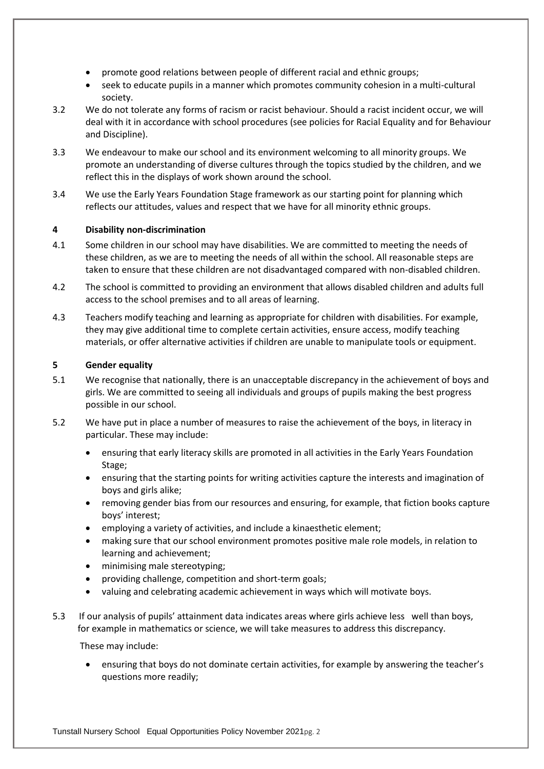- promote good relations between people of different racial and ethnic groups;
- seek to educate pupils in a manner which promotes community cohesion in a multi-cultural society.

3.2 We do not tolerate any forms of racism or racist behaviour. Should a racist incident occur, we will deal with it in accordance with school procedures (see policies for Racial Equality and for Behaviour and Discipline).

3.3 We endeavour to make our school and its environment welcoming to all minority groups. We promote an understanding of diverse cultures through the topics studied by the children, and we reflect this in the displays of work shown around the school.

3.4 We use the Early Years Foundation Stage framework as our starting point for planning which reflects our attitudes, values and respect that we have for all minority ethnic groups.

**4 Disability non-discrimination**

4.1 Some children in our school may have disabilities. We are committed to meeting the needs of these children, as we are to meeting the needs of all within the school. All reasonable steps are taken to ensure that these children are not disadvantaged compared with non-disabled children.

4.2 The school is committed to providing an environment that allows disabled children and adults full access to the school premises and to all areas of learning.

4.3 Teachers modify teaching and learning as appropriate for children with disabilities. For example, they may give additional time to complete certain activities, ensure access, modify teaching materials, or offer alternative activities if children are unable to manipulate tools or equipment.

**5 Gender equality**

5.1 We recognise that nationally, there is an unacceptable discrepancy in the achievement of boys and girls. We are committed to seeing all individuals and groups of pupils making the best progress possible in our school.

5.2 We have put in place a number of measures to raise the achievement of the boys, in literacy in particular. These may include:

- ensuring that early literacy skills are promoted in all activities in the Early Years Foundation Stage;
- ensuring that the starting points for writing activities capture the interests and imagination of boys and girls alike;
- removing gender bias from our resources and ensuring, for example, that fiction books capture boys' interest;
- employing a variety of activities, and include a kinaesthetic element;
- making sure that our school environment promotes positive male role models, in relation to learning and achievement;
- minimising male stereotyping;
- providing challenge, competition and short-term goals;
- valuing and celebrating academic achievement in ways which will motivate boys.

5.3 If our analysis of pupils' attainment data indicates areas where girls achieve less well than boys, for example in mathematics or science, we will take measures to address this discrepancy.

These may include:

- ensuring that boys do not dominate certain activities, for example by answering the teacher's questions more readily;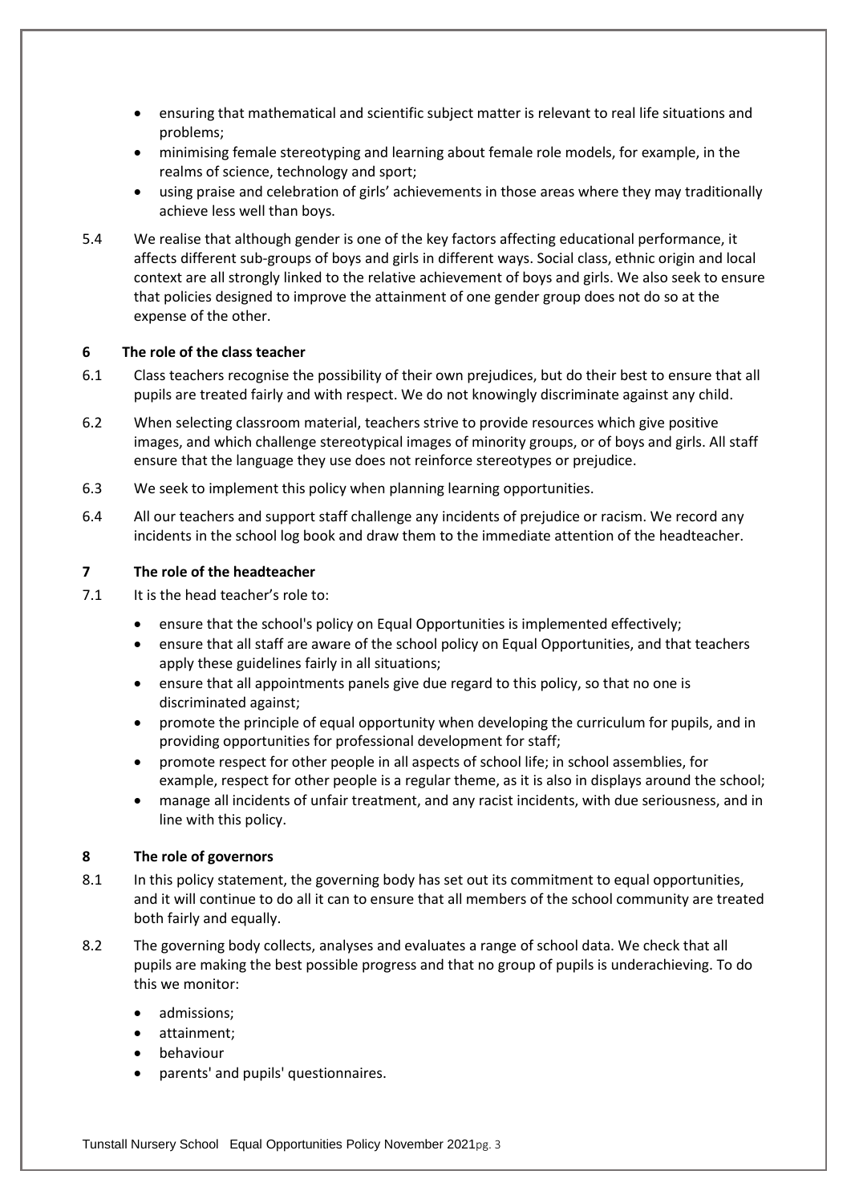- ensuring that mathematical and scientific subject matter is relevant to real life situations and problems;
- minimising female stereotyping and learning about female role models, for example, in the realms of science, technology and sport;
- using praise and celebration of girls' achievements in those areas where they may traditionally achieve less well than boys.

5.4 We realise that although gender is one of the key factors affecting educational performance, it affects different sub-groups of boys and girls in different ways. Social class, ethnic origin and local context are all strongly linked to the relative achievement of boys and girls. We also seek to ensure that policies designed to improve the attainment of one gender group does not do so at the expense of the other.

## 6 The role of the class teacher

6.1 Class teachers recognise the possibility of their own prejudices, but do their best to ensure that all pupils are treated fairly and with respect. We do not knowingly discriminate against any child.

6.2 When selecting classroom material, teachers strive to provide resources which give positive images, and which challenge stereotypical images of minority groups, or of boys and girls. All staff ensure that the language they use does not reinforce stereotypes or prejudice.

6.3 We seek to implement this policy when planning learning opportunities.

6.4 All our teachers and support staff challenge any incidents of prejudice or racism. We record any incidents in the school log book and draw them to the immediate attention of the headteacher.

## 7 The role of the headteacher

7.1 It is the head teacher's role to:

- ensure that the school's policy on Equal Opportunities is implemented effectively;
- ensure that all staff are aware of the school policy on Equal Opportunities, and that teachers apply these guidelines fairly in all situations;
- ensure that all appointments panels give due regard to this policy, so that no one is discriminated against;
- promote the principle of equal opportunity when developing the curriculum for pupils, and in providing opportunities for professional development for staff;
- promote respect for other people in all aspects of school life; in school assemblies, for example, respect for other people is a regular theme, as it is also in displays around the school;
- manage all incidents of unfair treatment, and any racist incidents, with due seriousness, and in line with this policy.

## 8 The role of governors

8.1 In this policy statement, the governing body has set out its commitment to equal opportunities, and it will continue to do all it can to ensure that all members of the school community are treated both fairly and equally.

8.2 The governing body collects, analyses and evaluates a range of school data. We check that all pupils are making the best possible progress and that no group of pupils is underachieving. To do this we monitor:

- admissions;
- attainment;
- behaviour
- parents' and pupils' questionnaires.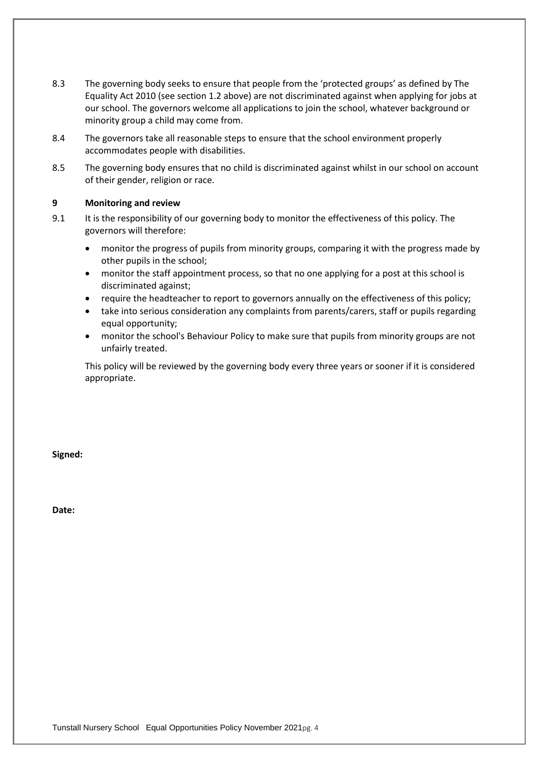8.3 The governing body seeks to ensure that people from the 'protected groups' as defined by The Equality Act 2010 (see section 1.2 above) are not discriminated against when applying for jobs at our school. The governors welcome all applications to join the school, whatever background or minority group a child may come from.

8.4 The governors take all reasonable steps to ensure that the school environment properly accommodates people with disabilities.

8.5 The governing body ensures that no child is discriminated against whilst in our school on account of their gender, religion or race.

## 9 Monitoring and review

9.1 It is the responsibility of our governing body to monitor the effectiveness of this policy. The governors will therefore:

- monitor the progress of pupils from minority groups, comparing it with the progress made by other pupils in the school;
- monitor the staff appointment process, so that no one applying for a post at this school is discriminated against;
- require the headteacher to report to governors annually on the effectiveness of this policy;
- take into serious consideration any complaints from parents/carers, staff or pupils regarding equal opportunity;
- monitor the school's Behaviour Policy to make sure that pupils from minority groups are not unfairly treated.

This policy will be reviewed by the governing body every three years or sooner if it is considered appropriate.

**Signed:**

**Date:**